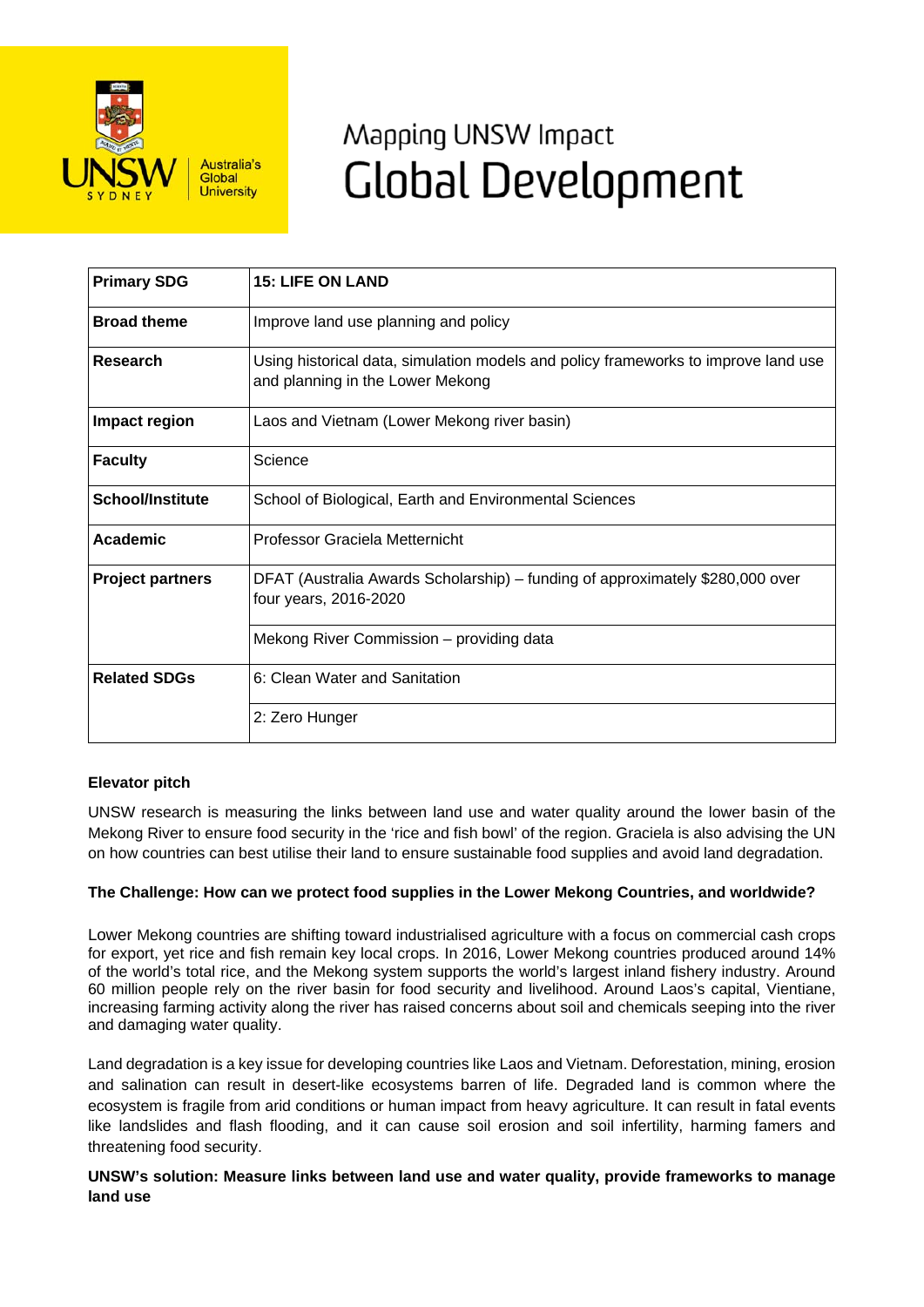Mapping UNSW Impact

# Global Development

| | |
|---|---|
| **Primary SDG** | **15: LIFE ON LAND** |
| **Broad theme** | Improve land use planning and policy |
| **Research** | Using historical data, simulation models and policy frameworks to improve land use and planning in the Lower Mekong |
| **Impact region** | Laos and Vietnam (Lower Mekong river basin) |
| **Faculty** | Science |
| **School/Institute** | School of Biological, Earth and Environmental Sciences |
| **Academic** | Professor Graciela Metternicht |
| **Project partners** | DFAT (Australia Awards Scholarship) – funding of approximately $280,000 over four years, 2016-2020 |
| | Mekong River Commission – providing data |
| **Related SDGs** | 6: Clean Water and Sanitation |
| | 2: Zero Hunger |

**Elevator pitch**

UNSW research is measuring the links between land use and water quality around the lower basin of the Mekong River to ensure food security in the 'rice and fish bowl' of the region. Graciela is also advising the UN on how countries can best utilise their land to ensure sustainable food supplies and avoid land degradation.

**The Challenge: How can we protect food supplies in the Lower Mekong Countries, and worldwide?**

Lower Mekong countries are shifting toward industrialised agriculture with a focus on commercial cash crops for export, yet rice and fish remain key local crops. In 2016, Lower Mekong countries produced around 14% of the world's total rice, and the Mekong system supports the world's largest inland fishery industry. Around 60 million people rely on the river basin for food security and livelihood. Around Laos's capital, Vientiane, increasing farming activity along the river has raised concerns about soil and chemicals seeping into the river and damaging water quality.

Land degradation is a key issue for developing countries like Laos and Vietnam. Deforestation, mining, erosion and salination can result in desert-like ecosystems barren of life. Degraded land is common where the ecosystem is fragile from arid conditions or human impact from heavy agriculture. It can result in fatal events like landslides and flash flooding, and it can cause soil erosion and soil infertility, harming famers and threatening food security.

**UNSW's solution: Measure links between land use and water quality, provide frameworks to manage land use**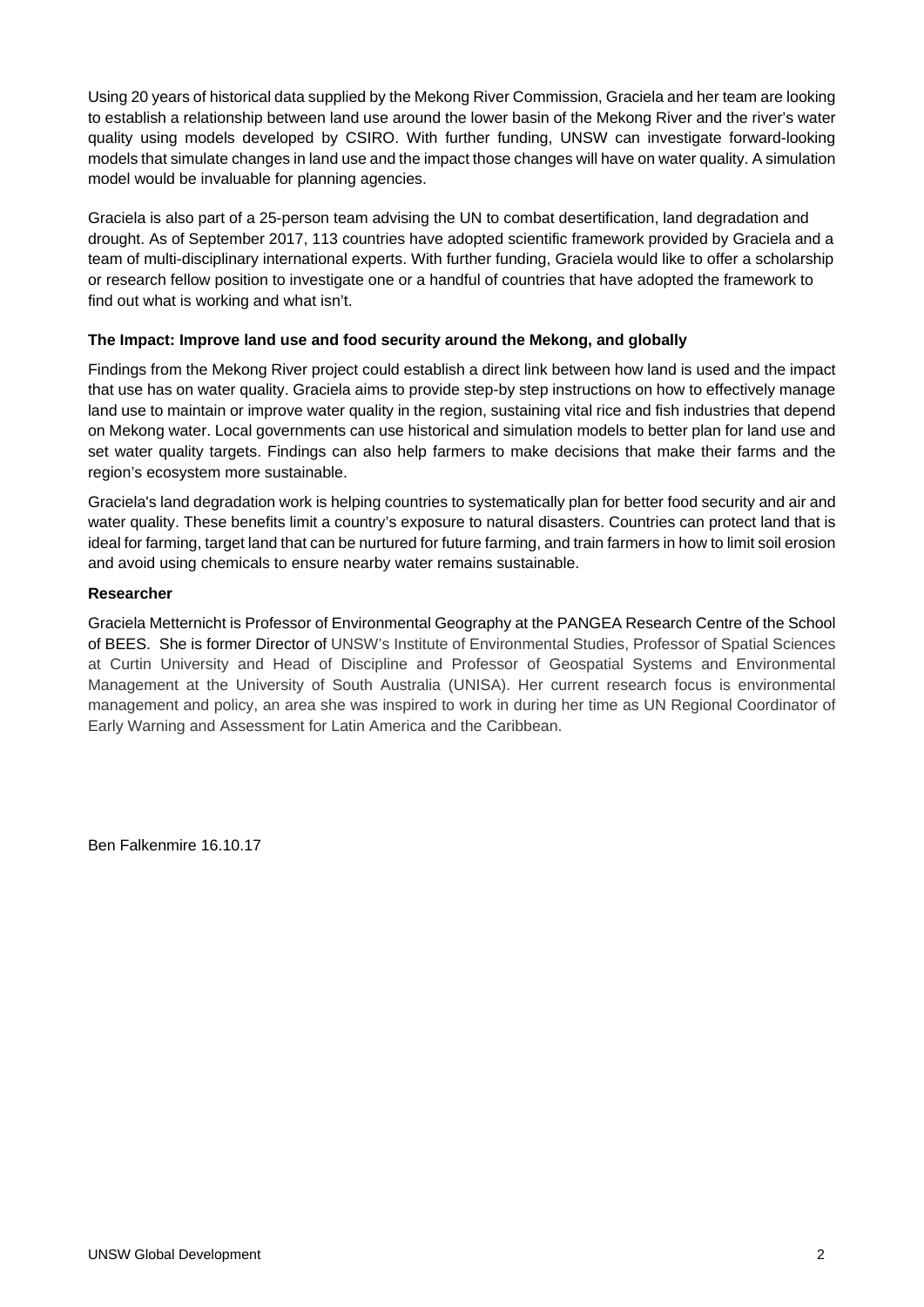Using 20 years of historical data supplied by the Mekong River Commission, Graciela and her team are looking to establish a relationship between land use around the lower basin of the Mekong River and the river's water quality using models developed by CSIRO. With further funding, UNSW can investigate forward-looking models that simulate changes in land use and the impact those changes will have on water quality. A simulation model would be invaluable for planning agencies.

Graciela is also part of a 25-person team advising the UN to combat desertification, land degradation and drought. As of September 2017, 113 countries have adopted scientific framework provided by Graciela and a team of multi-disciplinary international experts. With further funding, Graciela would like to offer a scholarship or research fellow position to investigate one or a handful of countries that have adopted the framework to find out what is working and what isn't.

**The Impact: Improve land use and food security around the Mekong, and globally**

Findings from the Mekong River project could establish a direct link between how land is used and the impact that use has on water quality. Graciela aims to provide step-by step instructions on how to effectively manage land use to maintain or improve water quality in the region, sustaining vital rice and fish industries that depend on Mekong water. Local governments can use historical and simulation models to better plan for land use and set water quality targets. Findings can also help farmers to make decisions that make their farms and the region's ecosystem more sustainable.

Graciela's land degradation work is helping countries to systematically plan for better food security and air and water quality. These benefits limit a country's exposure to natural disasters. Countries can protect land that is ideal for farming, target land that can be nurtured for future farming, and train farmers in how to limit soil erosion and avoid using chemicals to ensure nearby water remains sustainable.

**Researcher**

Graciela Metternicht is Professor of Environmental Geography at the PANGEA Research Centre of the School of BEES. She is former Director of UNSW's Institute of Environmental Studies, Professor of Spatial Sciences at Curtin University and Head of Discipline and Professor of Geospatial Systems and Environmental Management at the University of South Australia (UNISA). Her current research focus is environmental management and policy, an area she was inspired to work in during her time as UN Regional Coordinator of Early Warning and Assessment for Latin America and the Caribbean.

Ben Falkenmire 16.10.17